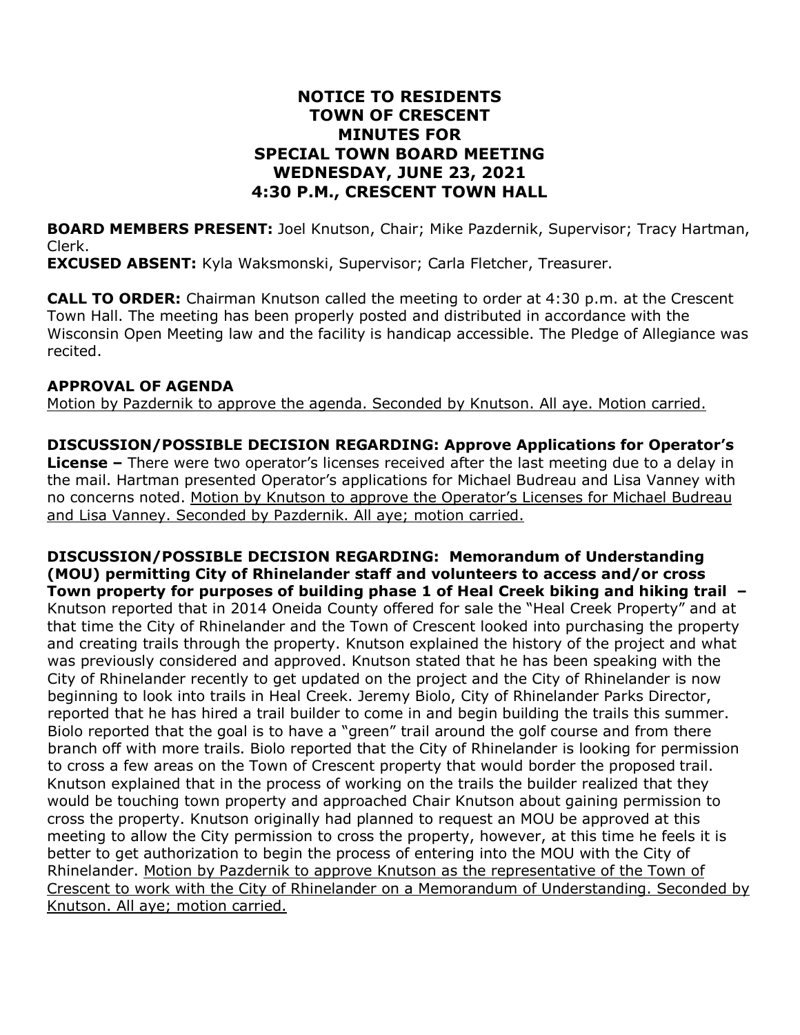# NOTICE TO RESIDENTS
# TOWN OF CRESCENT
# MINUTES FOR
# SPECIAL TOWN BOARD MEETING
# WEDNESDAY, JUNE 23, 2021
# 4:30 P.M., CRESCENT TOWN HALL

**BOARD MEMBERS PRESENT:** Joel Knutson, Chair; Mike Pazdernik, Supervisor; Tracy Hartman, Clerk.
**EXCUSED ABSENT:** Kyla Waksmonski, Supervisor; Carla Fletcher, Treasurer.

**CALL TO ORDER:** Chairman Knutson called the meeting to order at 4:30 p.m. at the Crescent Town Hall. The meeting has been properly posted and distributed in accordance with the Wisconsin Open Meeting law and the facility is handicap accessible. The Pledge of Allegiance was recited.

**APPROVAL OF AGENDA**

Motion by Pazdernik to approve the agenda. Seconded by Knutson. All aye. Motion carried.

**DISCUSSION/POSSIBLE DECISION REGARDING: Approve Applications for Operator's License –** There were two operator's licenses received after the last meeting due to a delay in the mail. Hartman presented Operator's applications for Michael Budreau and Lisa Vanney with no concerns noted. Motion by Knutson to approve the Operator's Licenses for Michael Budreau and Lisa Vanney. Seconded by Pazdernik. All aye; motion carried.

**DISCUSSION/POSSIBLE DECISION REGARDING: Memorandum of Understanding (MOU) permitting City of Rhinelander staff and volunteers to access and/or cross Town property for purposes of building phase 1 of Heal Creek biking and hiking trail –** Knutson reported that in 2014 Oneida County offered for sale the "Heal Creek Property" and at that time the City of Rhinelander and the Town of Crescent looked into purchasing the property and creating trails through the property. Knutson explained the history of the project and what was previously considered and approved. Knutson stated that he has been speaking with the City of Rhinelander recently to get updated on the project and the City of Rhinelander is now beginning to look into trails in Heal Creek. Jeremy Biolo, City of Rhinelander Parks Director, reported that he has hired a trail builder to come in and begin building the trails this summer. Biolo reported that the goal is to have a "green" trail around the golf course and from there branch off with more trails. Biolo reported that the City of Rhinelander is looking for permission to cross a few areas on the Town of Crescent property that would border the proposed trail. Knutson explained that in the process of working on the trails the builder realized that they would be touching town property and approached Chair Knutson about gaining permission to cross the property. Knutson originally had planned to request an MOU be approved at this meeting to allow the City permission to cross the property, however, at this time he feels it is better to get authorization to begin the process of entering into the MOU with the City of Rhinelander. Motion by Pazdernik to approve Knutson as the representative of the Town of Crescent to work with the City of Rhinelander on a Memorandum of Understanding. Seconded by Knutson. All aye; motion carried.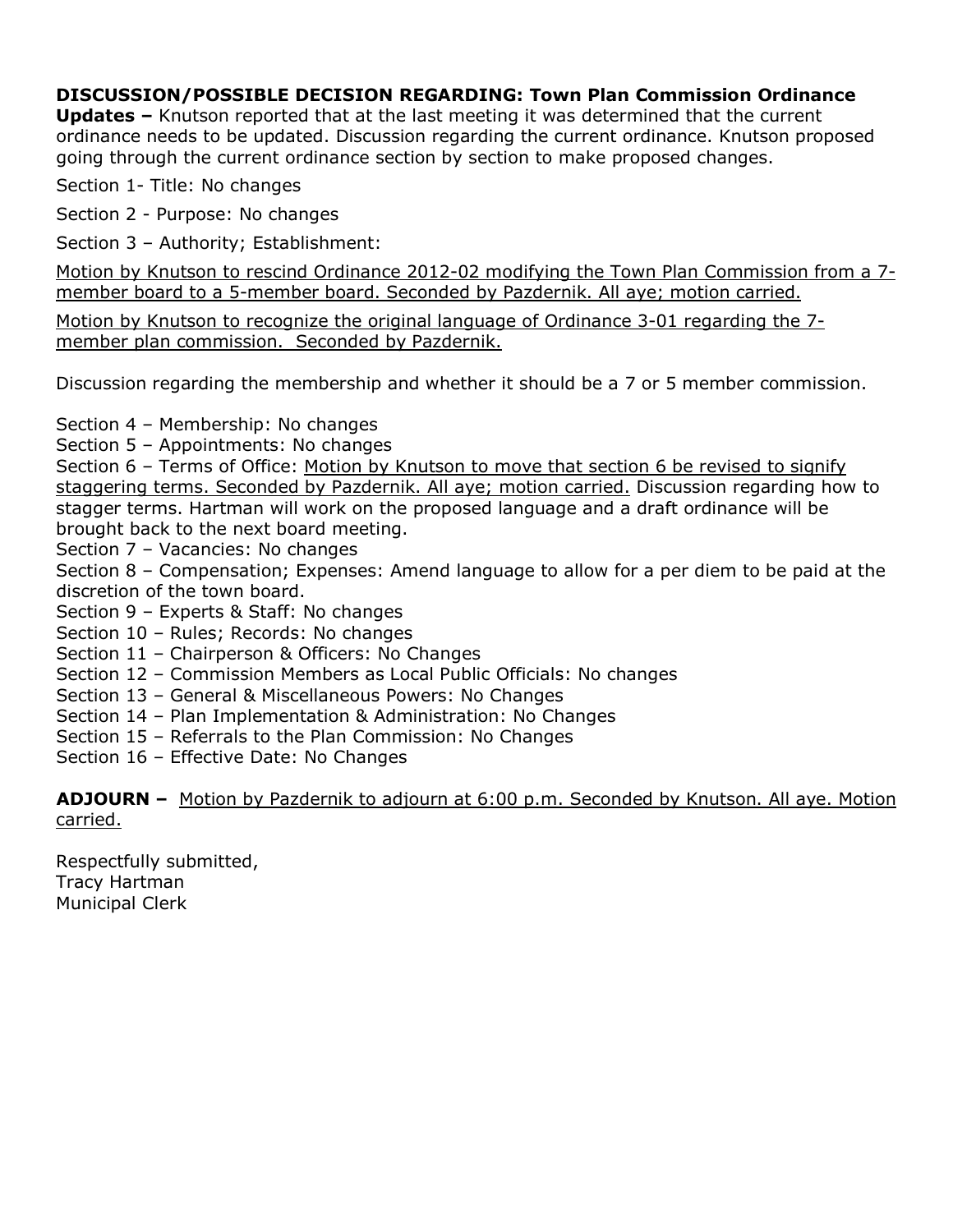**DISCUSSION/POSSIBLE DECISION REGARDING: Town Plan Commission Ordinance Updates –** Knutson reported that at the last meeting it was determined that the current ordinance needs to be updated. Discussion regarding the current ordinance. Knutson proposed going through the current ordinance section by section to make proposed changes.

Section 1- Title: No changes

Section 2 - Purpose: No changes

Section 3 – Authority; Establishment:

Motion by Knutson to rescind Ordinance 2012-02 modifying the Town Plan Commission from a 7-member board to a 5-member board. Seconded by Pazdernik. All aye; motion carried.

Motion by Knutson to recognize the original language of Ordinance 3-01 regarding the 7-member plan commission. Seconded by Pazdernik.

Discussion regarding the membership and whether it should be a 7 or 5 member commission.

Section 4 – Membership: No changes
Section 5 – Appointments: No changes
Section 6 – Terms of Office: Motion by Knutson to move that section 6 be revised to signify staggering terms. Seconded by Pazdernik. All aye; motion carried. Discussion regarding how to stagger terms. Hartman will work on the proposed language and a draft ordinance will be brought back to the next board meeting.
Section 7 – Vacancies: No changes
Section 8 – Compensation; Expenses: Amend language to allow for a per diem to be paid at the discretion of the town board.
Section 9 – Experts & Staff: No changes
Section 10 – Rules; Records: No changes
Section 11 – Chairperson & Officers: No Changes
Section 12 – Commission Members as Local Public Officials: No changes
Section 13 – General & Miscellaneous Powers: No Changes
Section 14 – Plan Implementation & Administration: No Changes
Section 15 – Referrals to the Plan Commission: No Changes
Section 16 – Effective Date: No Changes

**ADJOURN –** Motion by Pazdernik to adjourn at 6:00 p.m. Seconded by Knutson. All aye. Motion carried.

Respectfully submitted,
Tracy Hartman
Municipal Clerk